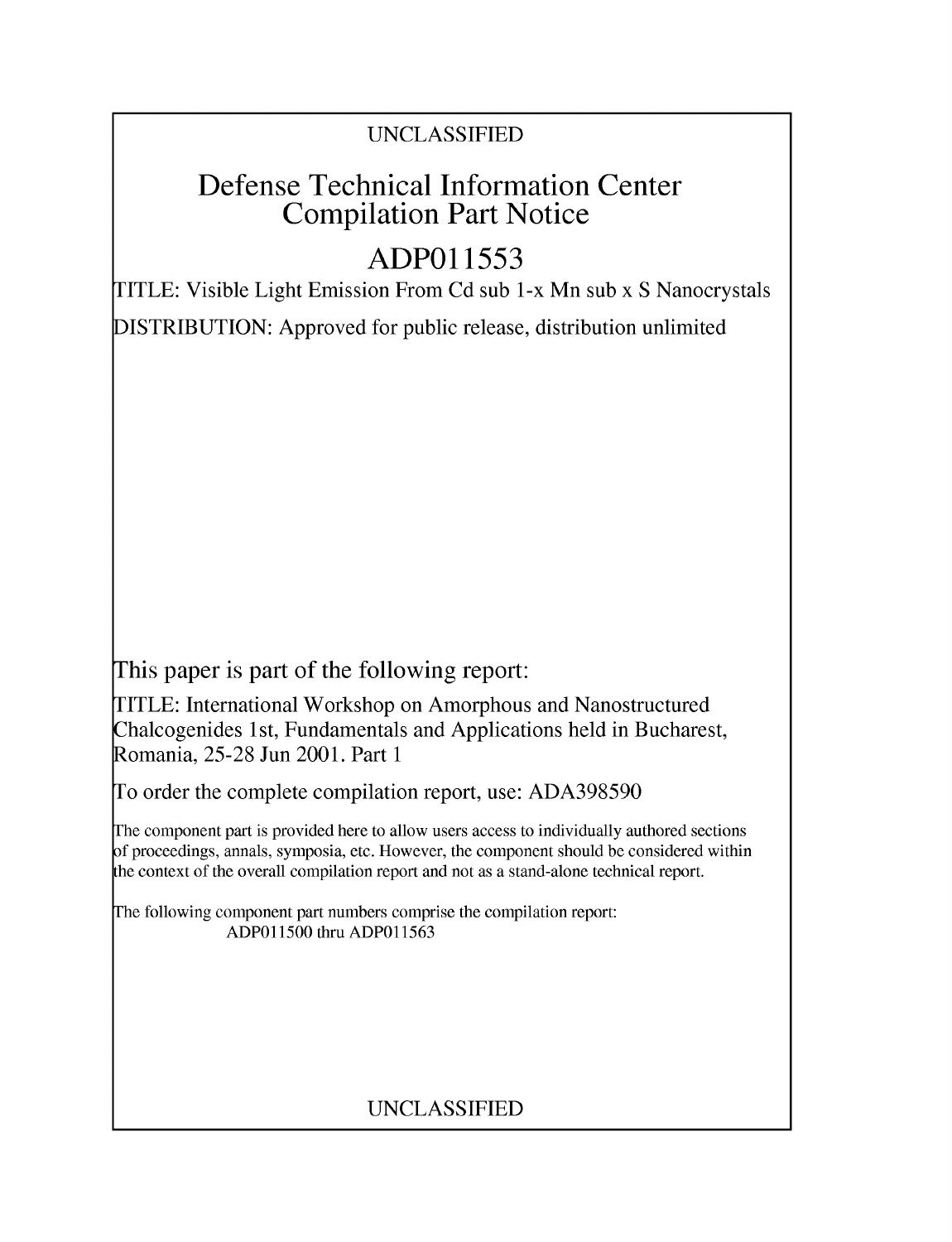UNCLASSIFIED

# Defense Technical Information Center Compilation Part Notice

# ADP011553

TITLE: Visible Light Emission From Cd sub 1-x Mn sub x S Nanocrystals

DISTRIBUTION: Approved for public release, distribution unlimited

This paper is part of the following report:

TITLE: International Workshop on Amorphous and Nanostructured Chalcogenides 1st, Fundamentals and Applications held in Bucharest, Romania, 25-28 Jun 2001. Part 1

To order the complete compilation report, use: ADA398590

The component part is provided here to allow users access to individually authored sections of proceedings, annals, symposia, etc. However, the component should be considered within the context of the overall compilation report and not as a stand-alone technical report.

The following component part numbers comprise the compilation report:
ADP011500 thru ADP011563

UNCLASSIFIED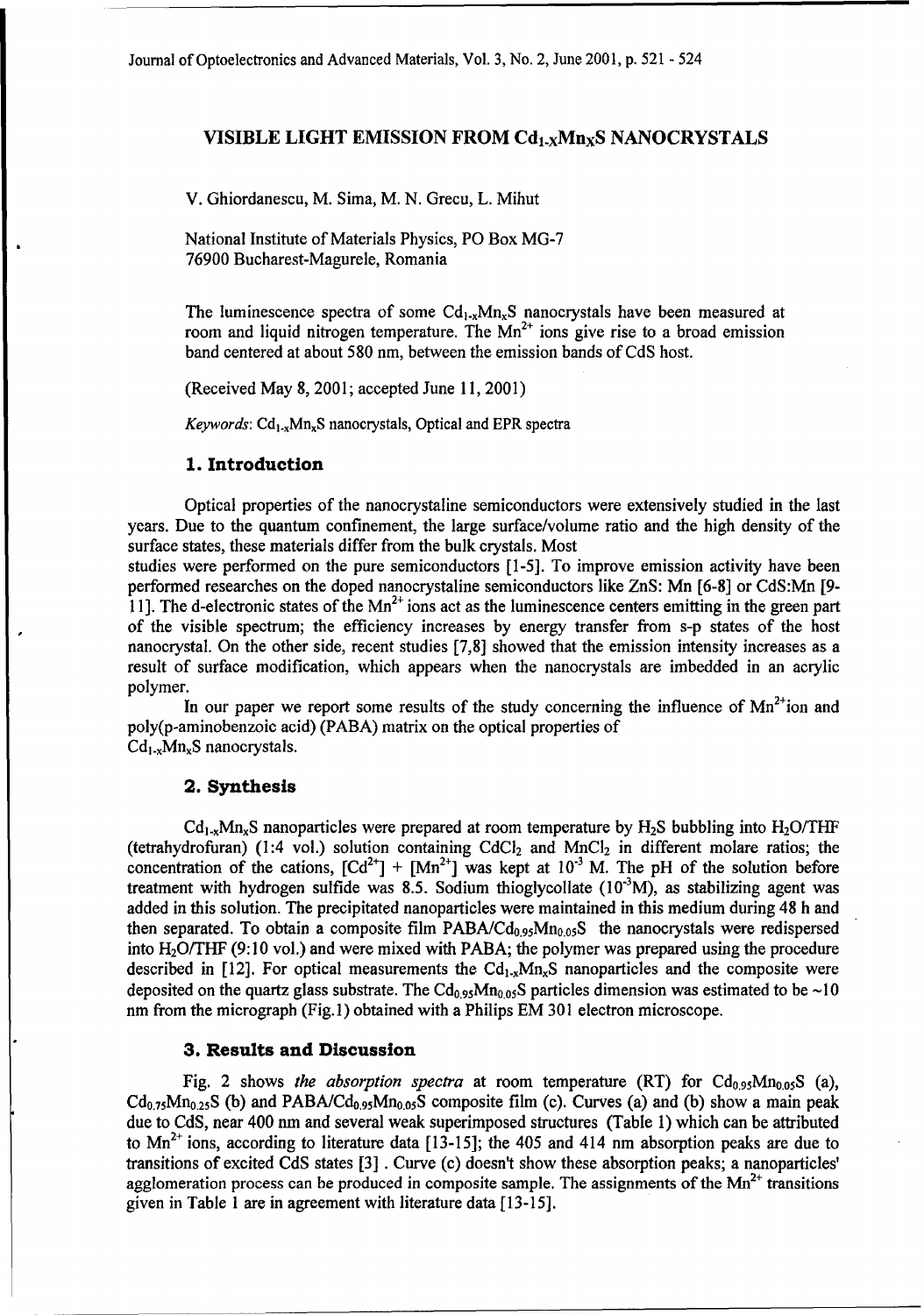# VISIBLE LIGHT EMISSION FROM $Cd_{1-x}Mn_xS$ NANOCRYSTALS

V. Ghiordanescu, M. Sima, M. N. Grecu, L. Mihut

National Institute of Materials Physics, PO Box MG-7
76900 Bucharest-Magurele, Romania

The luminescence spectra of some $Cd_{1-x}Mn_xS$ nanocrystals have been measured at room and liquid nitrogen temperature. The $Mn^{2+}$ ions give rise to a broad emission band centered at about 580 nm, between the emission bands of CdS host.

(Received May 8, 2001; accepted June 11, 2001)

*Keywords*: $Cd_{1-x}Mn_xS$ nanocrystals, Optical and EPR spectra

## 1. Introduction

Optical properties of the nanocrystaline semiconductors were extensively studied in the last years. Due to the quantum confinement, the large surface/volume ratio and the high density of the surface states, these materials differ from the bulk crystals. Most studies were performed on the pure semiconductors [1-5]. To improve emission activity have been performed researches on the doped nanocrystaline semiconductors like ZnS: Mn [6-8] or CdS:Mn [9-11]. The d-electronic states of the $Mn^{2+}$ ions act as the luminescence centers emitting in the green part of the visible spectrum; the efficiency increases by energy transfer from s-p states of the host nanocrystal. On the other side, recent studies [7,8] showed that the emission intensity increases as a result of surface modification, which appears when the nanocrystals are imbedded in an acrylic polymer.

In our paper we report some results of the study concerning the influence of $Mn^{2+}$ion and poly(p-aminobenzoic acid) (PABA) matrix on the optical properties of $Cd_{1-x}Mn_xS$ nanocrystals.

## 2. Synthesis

$Cd_{1-x}Mn_xS$ nanoparticles were prepared at room temperature by $H_2S$ bubbling into $H_2O$/THF (tetrahydrofuran) (1:4 vol.) solution containing $CdCl_2$ and $MnCl_2$ in different molare ratios; the concentration of the cations, $[Cd^{2+}] + [Mn^{2+}]$ was kept at $10^{-3}$ M. The pH of the solution before treatment with hydrogen sulfide was 8.5. Sodium thioglycollate ($10^{-3}$M), as stabilizing agent was added in this solution. The precipitated nanoparticles were maintained in this medium during 48 h and then separated. To obtain a composite film PABA/$Cd_{0.95}Mn_{0.05}S$ the nanocrystals were redispersed into $H_2O$/THF (9:10 vol.) and were mixed with PABA; the polymer was prepared using the procedure described in [12]. For optical measurements the $Cd_{1-x}Mn_xS$ nanoparticles and the composite were deposited on the quartz glass substrate. The $Cd_{0.95}Mn_{0.05}S$ particles dimension was estimated to be ~10 nm from the micrograph (Fig.1) obtained with a Philips EM 301 electron microscope.

## 3. Results and Discussion

Fig. 2 shows *the absorption spectra* at room temperature (RT) for $Cd_{0.95}Mn_{0.05}S$ (a), $Cd_{0.75}Mn_{0.25}S$ (b) and PABA/$Cd_{0.95}Mn_{0.05}S$ composite film (c). Curves (a) and (b) show a main peak due to CdS, near 400 nm and several weak superimposed structures (Table 1) which can be attributed to $Mn^{2+}$ ions, according to literature data [13-15]; the 405 and 414 nm absorption peaks are due to transitions of excited CdS states [3] . Curve (c) doesn't show these absorption peaks; a nanoparticles' agglomeration process can be produced in composite sample. The assignments of the $Mn^{2+}$ transitions given in Table 1 are in agreement with literature data [13-15].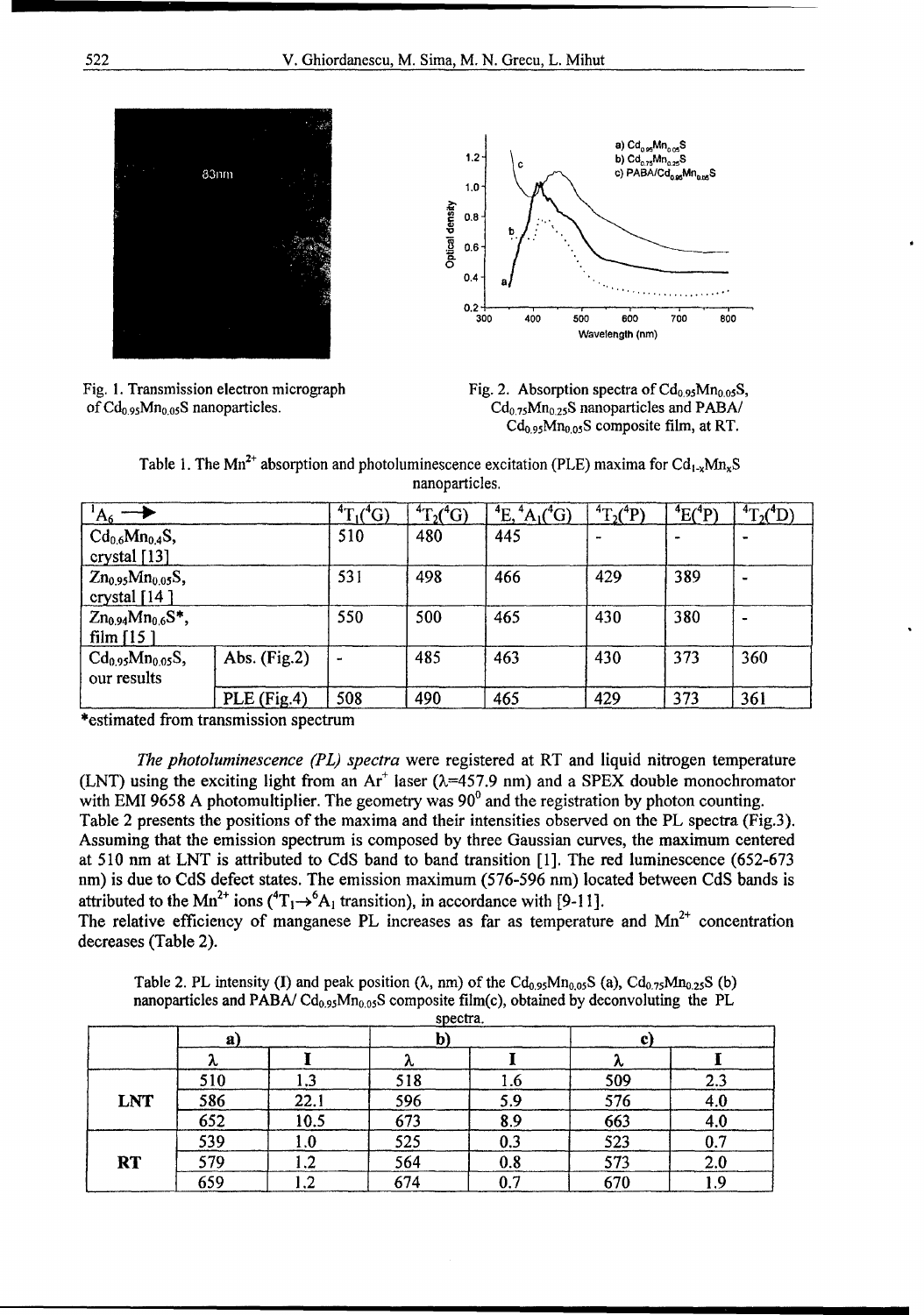Fig. 1. Transmission electron micrograph of $Cd_{0.95}Mn_{0.05}S$ nanoparticles.

Fig. 2. Absorption spectra of $Cd_{0.95}Mn_{0.05}S$, $Cd_{0.75}Mn_{0.25}S$ nanoparticles and PABA/ $Cd_{0.95}Mn_{0.05}S$ composite film, at RT.

Table 1. The $Mn^{2+}$ absorption and photoluminescence excitation (PLE) maxima for $Cd_{1-x}Mn_xS$ nanoparticles.

| $^1A_6$ → | | $^4T_1(^4G)$ | $^4T_2(^4G)$ | $^4E, ^4A_1(^4G)$ | $^4T_2(^4P)$ | $^4E(^4P)$ | $^4T_2(^4D)$ |
|---|---|---|---|---|---|---|---|
| $Cd_{0.6}Mn_{0.4}S$, crystal [13] | | 510 | 480 | 445 | - | - | - |
| $Zn_{0.95}Mn_{0.05}S$, crystal [14] | | 531 | 498 | 466 | 429 | 389 | - |
| $Zn_{0.94}Mn_{0.6}S$*, film [15] | | 550 | 500 | 465 | 430 | 380 | - |
| $Cd_{0.95}Mn_{0.05}S$, our results | Abs. (Fig.2) | - | 485 | 463 | 430 | 373 | 360 |
| | PLE (Fig.4) | 508 | 490 | 465 | 429 | 373 | 361 |

*estimated from transmission spectrum

*The photoluminescence (PL) spectra* were registered at RT and liquid nitrogen temperature (LNT) using the exciting light from an $Ar^+$ laser ($\lambda$=457.9 nm) and a SPEX double monochromator with EMI 9658 A photomultiplier. The geometry was $90^0$ and the registration by photon counting.

Table 2 presents the positions of the maxima and their intensities observed on the PL spectra (Fig.3). Assuming that the emission spectrum is composed by three Gaussian curves, the maximum centered at 510 nm at LNT is attributed to CdS band to band transition [1]. The red luminescence (652-673 nm) is due to CdS defect states. The emission maximum (576-596 nm) located between CdS bands is attributed to the $Mn^{2+}$ ions ($^4T_1 \rightarrow ^6A_1$ transition), in accordance with [9-11].

The relative efficiency of manganese PL increases as far as temperature and $Mn^{2+}$ concentration decreases (Table 2).

Table 2. PL intensity (I) and peak position ($\lambda$, nm) of the $Cd_{0.95}Mn_{0.05}S$ (a), $Cd_{0.75}Mn_{0.25}S$ (b) nanoparticles and PABA/ $Cd_{0.95}Mn_{0.05}S$ composite film(c), obtained by deconvoluting the PL spectra.

| | a) | | b) | | c) | |
|---|---|---|---|---|---|---|
| | $\lambda$ | I | $\lambda$ | I | $\lambda$ | I |
| **LNT** | 510 | 1.3 | 518 | 1.6 | 509 | 2.3 |
| | 586 | 22.1 | 596 | 5.9 | 576 | 4.0 |
| | 652 | 10.5 | 673 | 8.9 | 663 | 4.0 |
| **RT** | 539 | 1.0 | 525 | 0.3 | 523 | 0.7 |
| | 579 | 1.2 | 564 | 0.8 | 573 | 2.0 |
| | 659 | 1.2 | 674 | 0.7 | 670 | 1.9 |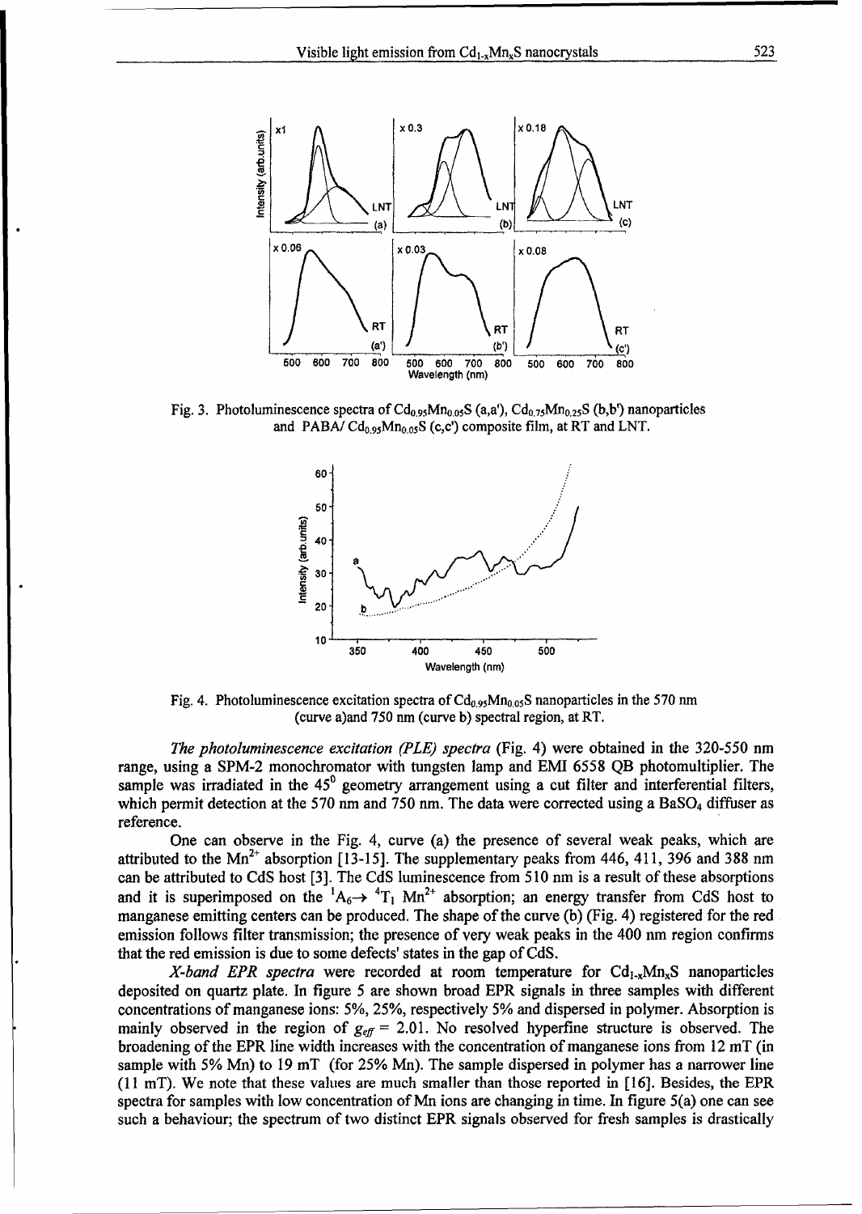Fig. 3. Photoluminescence spectra of $Cd_{0.95}Mn_{0.05}S$ (a,a'), $Cd_{0.75}Mn_{0.25}S$ (b,b') nanoparticles and PABA/ $Cd_{0.95}Mn_{0.05}S$ (c,c') composite film, at RT and LNT.

Fig. 4. Photoluminescence excitation spectra of $Cd_{0.95}Mn_{0.05}S$ nanoparticles in the 570 nm (curve a)and 750 nm (curve b) spectral region, at RT.

*The photoluminescence excitation (PLE) spectra* (Fig. 4) were obtained in the 320-550 nm range, using a SPM-2 monochromator with tungsten lamp and EMI 6558 QB photomultiplier. The sample was irradiated in the $45^0$ geometry arrangement using a cut filter and interferential filters, which permit detection at the 570 nm and 750 nm. The data were corrected using a $BaSO_4$ diffuser as reference.

One can observe in the Fig. 4, curve (a) the presence of several weak peaks, which are attributed to the $Mn^{2+}$ absorption [13-15]. The supplementary peaks from 446, 411, 396 and 388 nm can be attributed to CdS host [3]. The CdS luminescence from 510 nm is a result of these absorptions and it is superimposed on the ${}^1A_6 \rightarrow {}^4T_1$ $Mn^{2+}$ absorption; an energy transfer from CdS host to manganese emitting centers can be produced. The shape of the curve (b) (Fig. 4) registered for the red emission follows filter transmission; the presence of very weak peaks in the 400 nm region confirms that the red emission is due to some defects' states in the gap of CdS.

*X-band EPR spectra* were recorded at room temperature for $Cd_{1-x}Mn_xS$ nanoparticles deposited on quartz plate. In figure 5 are shown broad EPR signals in three samples with different concentrations of manganese ions: 5%, 25%, respectively 5% and dispersed in polymer. Absorption is mainly observed in the region of $g_{eff} = 2.01$. No resolved hyperfine structure is observed. The broadening of the EPR line width increases with the concentration of manganese ions from 12 mT (in sample with 5% Mn) to 19 mT (for 25% Mn). The sample dispersed in polymer has a narrower line (11 mT). We note that these values are much smaller than those reported in [16]. Besides, the EPR spectra for samples with low concentration of Mn ions are changing in time. In figure 5(a) one can see such a behaviour; the spectrum of two distinct EPR signals observed for fresh samples is drastically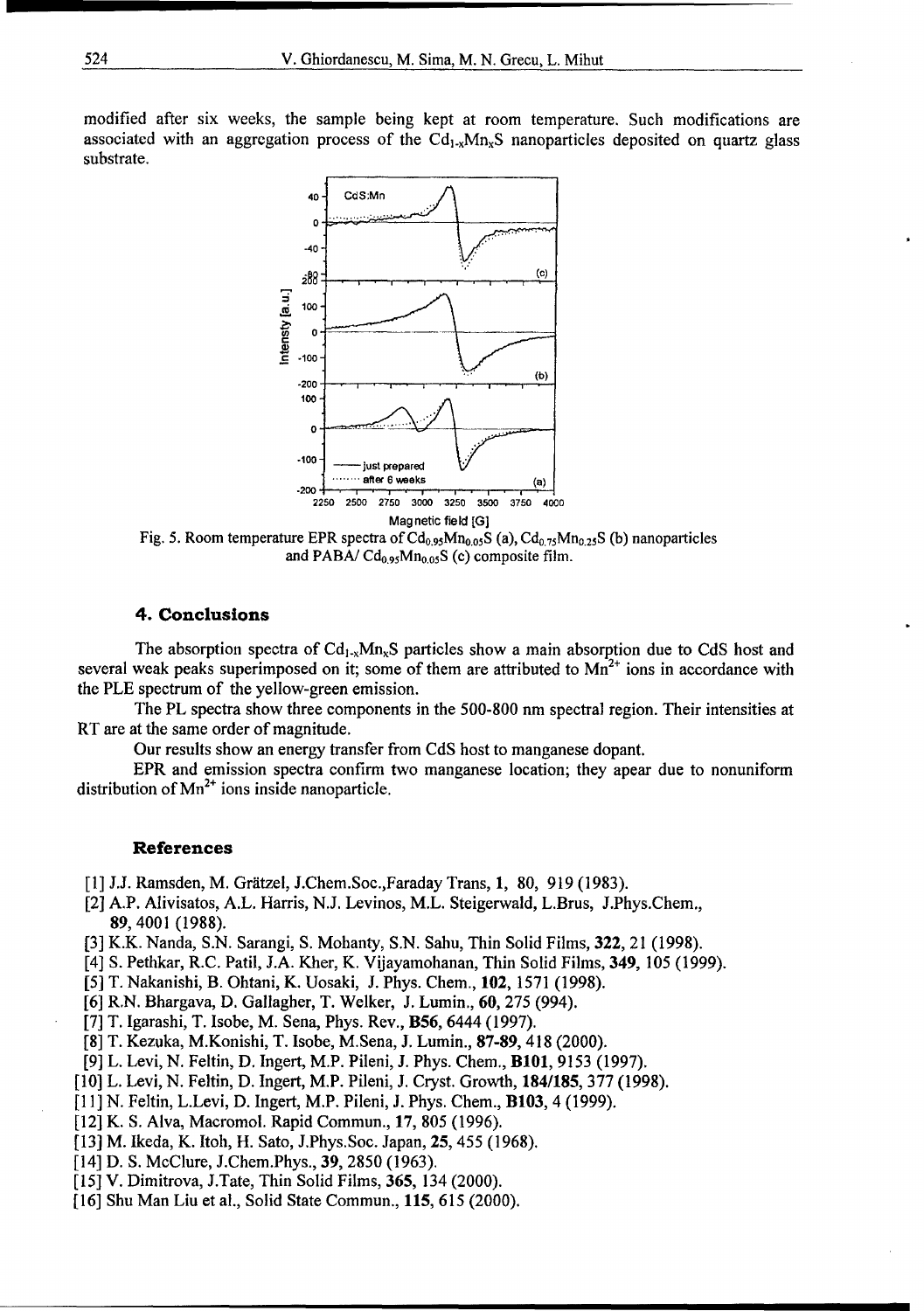modified after six weeks, the sample being kept at room temperature. Such modifications are associated with an aggregation process of the $Cd_{1-x}Mn_xS$ nanoparticles deposited on quartz glass substrate.

CdS:Mn

40
0
-40
-80
200
100
0
-100
-200
100
0
-100
-200

(c)
(b)
(a)

Intensty [a.u.]

just prepared
after 6 weeks

2250 2500 2750 3000 3250 3500 3750 4000

Magnetic field [G]

Fig. 5. Room temperature EPR spectra of $Cd_{0.95}Mn_{0.05}S$ (a), $Cd_{0.75}Mn_{0.25}S$ (b) nanoparticles and PABA/ $Cd_{0.95}Mn_{0.05}S$ (c) composite film.

## 4. Conclusions

The absorption spectra of $Cd_{1-x}Mn_xS$ particles show a main absorption due to CdS host and several weak peaks superimposed on it; some of them are attributed to $Mn^{2+}$ ions in accordance with the PLE spectrum of the yellow-green emission.

The PL spectra show three components in the 500-800 nm spectral region. Their intensities at RT are at the same order of magnitude.

Our results show an energy transfer from CdS host to manganese dopant.

EPR and emission spectra confirm two manganese location; they apear due to nonuniform distribution of $Mn^{2+}$ ions inside nanoparticle.

### References

[1] J.J. Ramsden, M. Grätzel, J.Chem.Soc.,Faraday Trans, **1**, 80, 919 (1983).
[2] A.P. Alivisatos, A.L. Harris, N.J. Levinos, M.L. Steigerwald, L.Brus, J.Phys.Chem., **89**, 4001 (1988).
[3] K.K. Nanda, S.N. Sarangi, S. Mohanty, S.N. Sahu, Thin Solid Films, **322**, 21 (1998).
[4] S. Pethkar, R.C. Patil, J.A. Kher, K. Vijayamohanan, Thin Solid Films, **349**, 105 (1999).
[5] T. Nakanishi, B. Ohtani, K. Uosaki, J. Phys. Chem., **102**, 1571 (1998).
[6] R.N. Bhargava, D. Gallagher, T. Welker, J. Lumin., **60**, 275 (994).
[7] T. Igarashi, T. Isobe, M. Sena, Phys. Rev., **B56**, 6444 (1997).
[8] T. Kezuka, M.Konishi, T. Isobe, M.Sena, J. Lumin., **87-89**, 418 (2000).
[9] L. Levi, N. Feltin, D. Ingert, M.P. Pileni, J. Phys. Chem., **B101**, 9153 (1997).
[10] L. Levi, N. Feltin, D. Ingert, M.P. Pileni, J. Cryst. Growth, **184/185**, 377 (1998).
[11] N. Feltin, L.Levi, D. Ingert, M.P. Pileni, J. Phys. Chem., **B103**, 4 (1999).
[12] K. S. Alva, Macromol. Rapid Commun., **17**, 805 (1996).
[13] M. Ikeda, K. Itoh, H. Sato, J.Phys.Soc. Japan, **25**, 455 (1968).
[14] D. S. McClure, J.Chem.Phys., **39**, 2850 (1963).
[15] V. Dimitrova, J.Tate, Thin Solid Films, **365**, 134 (2000).
[16] Shu Man Liu et al., Solid State Commun., **115**, 615 (2000).